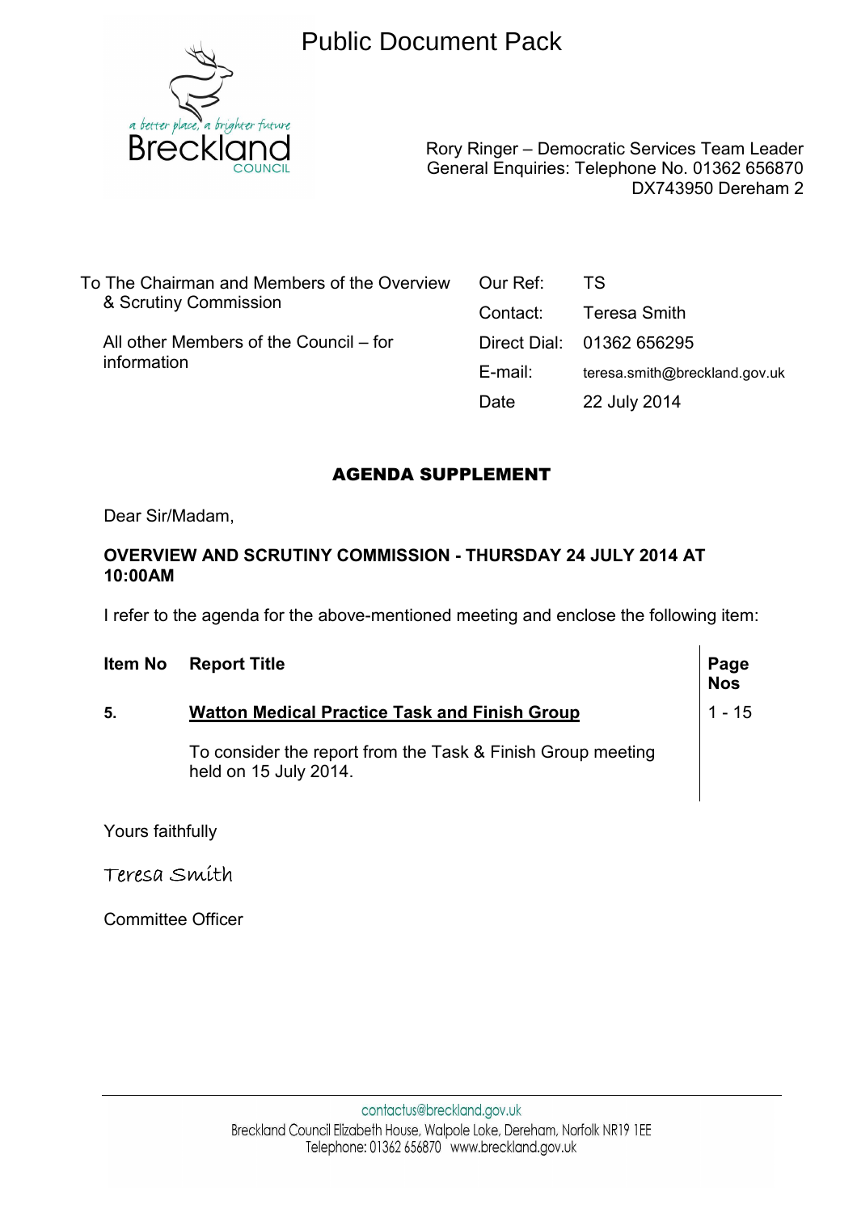# Public Document Pack

a better place, a brighter future
Breckland COUNCIL

Rory Ringer – Democratic Services Team Leader
General Enquiries: Telephone No. 01362 656870
DX743950 Dereham 2

To The Chairman and Members of the Overview & Scrutiny Commission

All other Members of the Council – for information

| | |
|---|---|
| Our Ref: | TS |
| Contact: | Teresa Smith |
| Direct Dial: | 01362 656295 |
| E-mail: | teresa.smith@breckland.gov.uk |
| Date | 22 July 2014 |

## AGENDA SUPPLEMENT

Dear Sir/Madam,

**OVERVIEW AND SCRUTINY COMMISSION - THURSDAY 24 JULY 2014 AT 10:00AM**

I refer to the agenda for the above-mentioned meeting and enclose the following item:

| Item No | Report Title | Page Nos |
|---|---|---|
| 5. | **Watton Medical Practice Task and Finish Group** | 1 - 15 |
| | To consider the report from the Task & Finish Group meeting held on 15 July 2014. | |

Yours faithfully

Teresa Smith

Committee Officer

contactus@breckland.gov.uk
Breckland Council Elizabeth House, Walpole Loke, Dereham, Norfolk NR19 1EE
Telephone: 01362 656870 www.breckland.gov.uk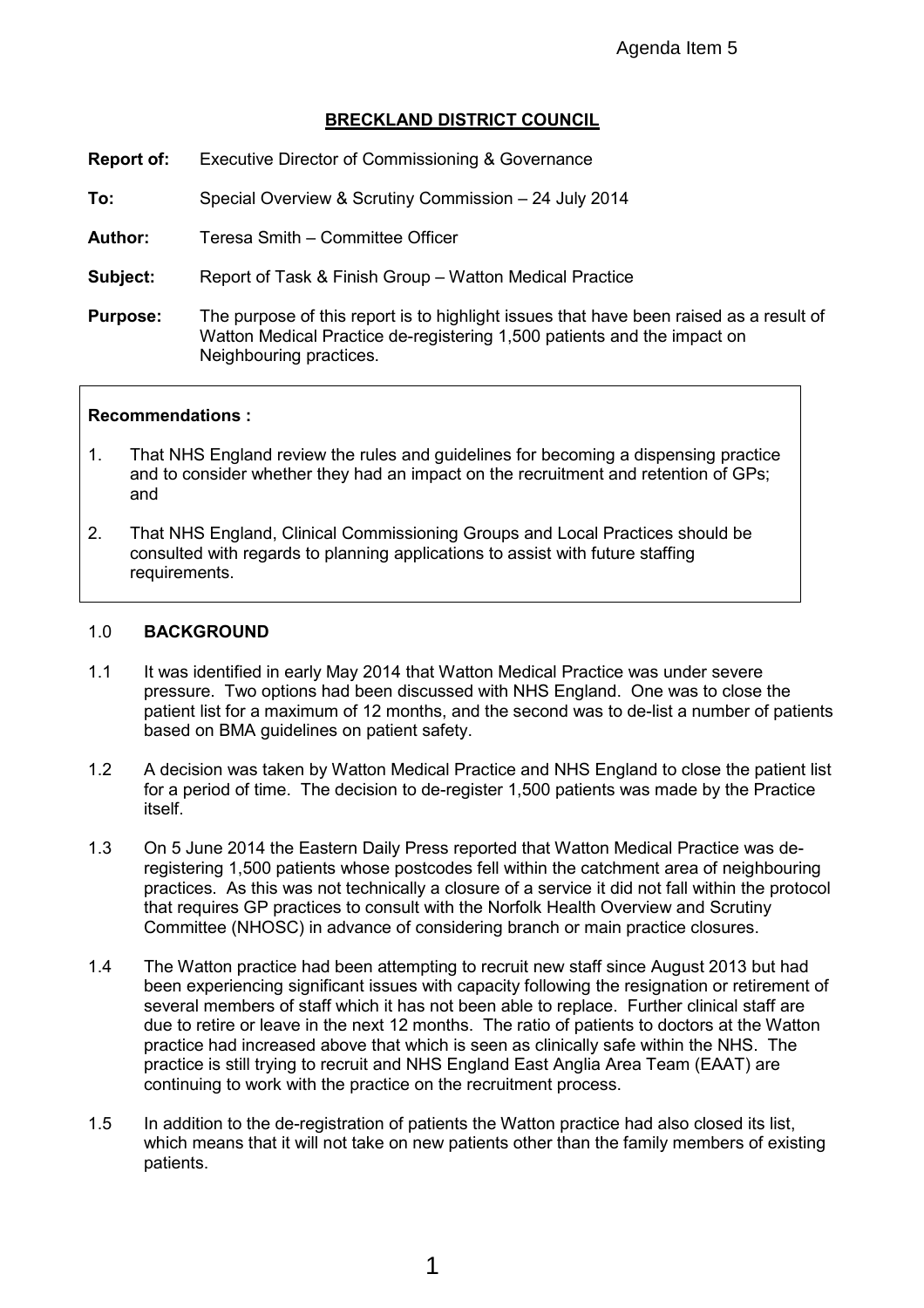Agenda Item 5

## BRECKLAND DISTRICT COUNCIL

**Report of:** Executive Director of Commissioning & Governance

**To:** Special Overview & Scrutiny Commission – 24 July 2014

**Author:** Teresa Smith – Committee Officer

**Subject:** Report of Task & Finish Group – Watton Medical Practice

**Purpose:** The purpose of this report is to highlight issues that have been raised as a result of Watton Medical Practice de-registering 1,500 patients and the impact on Neighbouring practices.

**Recommendations :**

1. That NHS England review the rules and guidelines for becoming a dispensing practice and to consider whether they had an impact on the recruitment and retention of GPs; and
2. That NHS England, Clinical Commissioning Groups and Local Practices should be consulted with regards to planning applications to assist with future staffing requirements.

## 1.0 BACKGROUND

1.1 It was identified in early May 2014 that Watton Medical Practice was under severe pressure. Two options had been discussed with NHS England. One was to close the patient list for a maximum of 12 months, and the second was to de-list a number of patients based on BMA guidelines on patient safety.

1.2 A decision was taken by Watton Medical Practice and NHS England to close the patient list for a period of time. The decision to de-register 1,500 patients was made by the Practice itself.

1.3 On 5 June 2014 the Eastern Daily Press reported that Watton Medical Practice was de-registering 1,500 patients whose postcodes fell within the catchment area of neighbouring practices. As this was not technically a closure of a service it did not fall within the protocol that requires GP practices to consult with the Norfolk Health Overview and Scrutiny Committee (NHOSC) in advance of considering branch or main practice closures.

1.4 The Watton practice had been attempting to recruit new staff since August 2013 but had been experiencing significant issues with capacity following the resignation or retirement of several members of staff which it has not been able to replace. Further clinical staff are due to retire or leave in the next 12 months. The ratio of patients to doctors at the Watton practice had increased above that which is seen as clinically safe within the NHS. The practice is still trying to recruit and NHS England East Anglia Area Team (EAAT) are continuing to work with the practice on the recruitment process.

1.5 In addition to the de-registration of patients the Watton practice had also closed its list, which means that it will not take on new patients other than the family members of existing patients.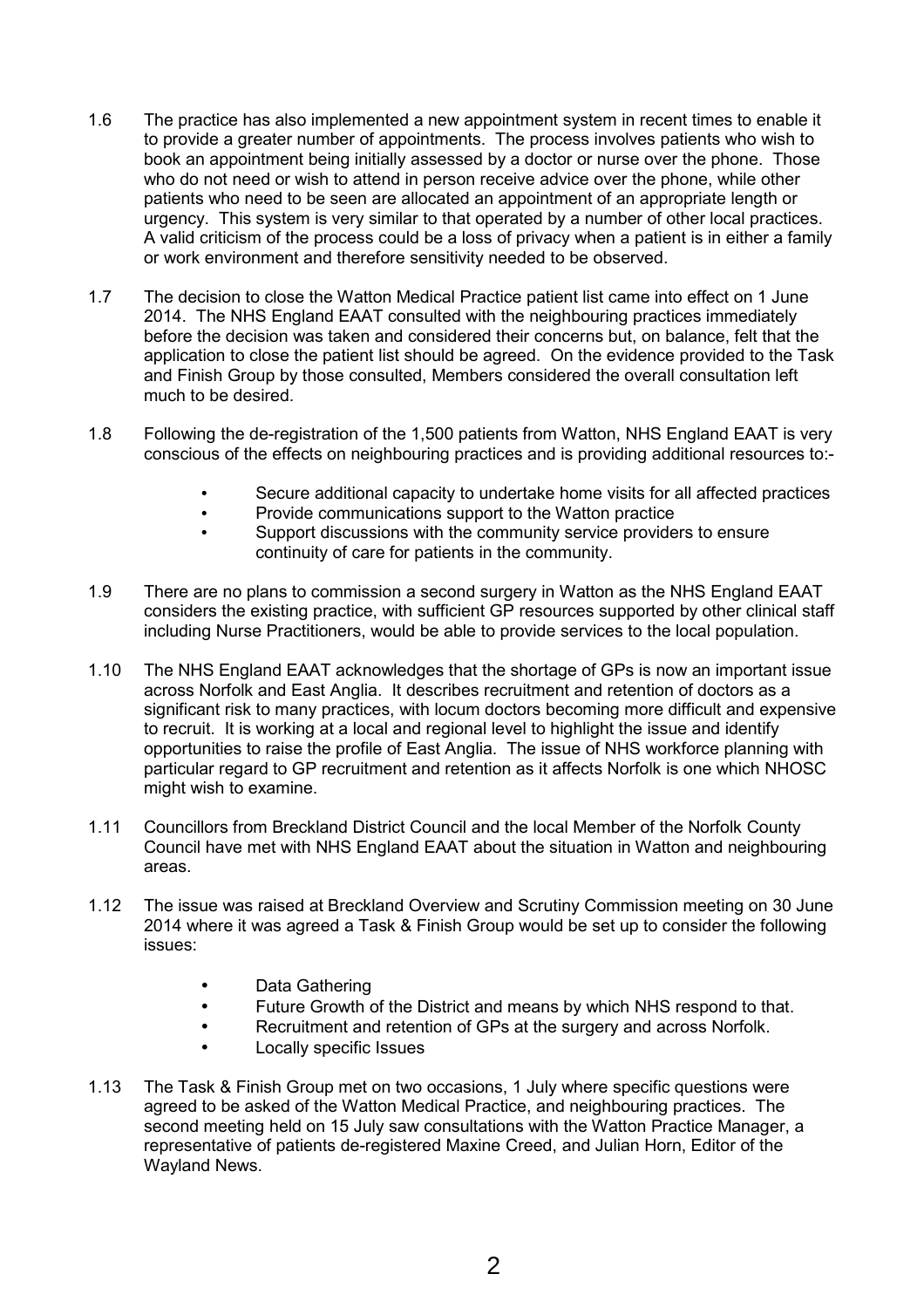1.6 The practice has also implemented a new appointment system in recent times to enable it to provide a greater number of appointments. The process involves patients who wish to book an appointment being initially assessed by a doctor or nurse over the phone. Those who do not need or wish to attend in person receive advice over the phone, while other patients who need to be seen are allocated an appointment of an appropriate length or urgency. This system is very similar to that operated by a number of other local practices. A valid criticism of the process could be a loss of privacy when a patient is in either a family or work environment and therefore sensitivity needed to be observed.

1.7 The decision to close the Watton Medical Practice patient list came into effect on 1 June 2014. The NHS England EAAT consulted with the neighbouring practices immediately before the decision was taken and considered their concerns but, on balance, felt that the application to close the patient list should be agreed. On the evidence provided to the Task and Finish Group by those consulted, Members considered the overall consultation left much to be desired.

1.8 Following the de-registration of the 1,500 patients from Watton, NHS England EAAT is very conscious of the effects on neighbouring practices and is providing additional resources to:-

- Secure additional capacity to undertake home visits for all affected practices
- Provide communications support to the Watton practice
- Support discussions with the community service providers to ensure continuity of care for patients in the community.

1.9 There are no plans to commission a second surgery in Watton as the NHS England EAAT considers the existing practice, with sufficient GP resources supported by other clinical staff including Nurse Practitioners, would be able to provide services to the local population.

1.10 The NHS England EAAT acknowledges that the shortage of GPs is now an important issue across Norfolk and East Anglia. It describes recruitment and retention of doctors as a significant risk to many practices, with locum doctors becoming more difficult and expensive to recruit. It is working at a local and regional level to highlight the issue and identify opportunities to raise the profile of East Anglia. The issue of NHS workforce planning with particular regard to GP recruitment and retention as it affects Norfolk is one which NHOSC might wish to examine.

1.11 Councillors from Breckland District Council and the local Member of the Norfolk County Council have met with NHS England EAAT about the situation in Watton and neighbouring areas.

1.12 The issue was raised at Breckland Overview and Scrutiny Commission meeting on 30 June 2014 where it was agreed a Task & Finish Group would be set up to consider the following issues:

- Data Gathering
- Future Growth of the District and means by which NHS respond to that.
- Recruitment and retention of GPs at the surgery and across Norfolk.
- Locally specific Issues

1.13 The Task & Finish Group met on two occasions, 1 July where specific questions were agreed to be asked of the Watton Medical Practice, and neighbouring practices. The second meeting held on 15 July saw consultations with the Watton Practice Manager, a representative of patients de-registered Maxine Creed, and Julian Horn, Editor of the Wayland News.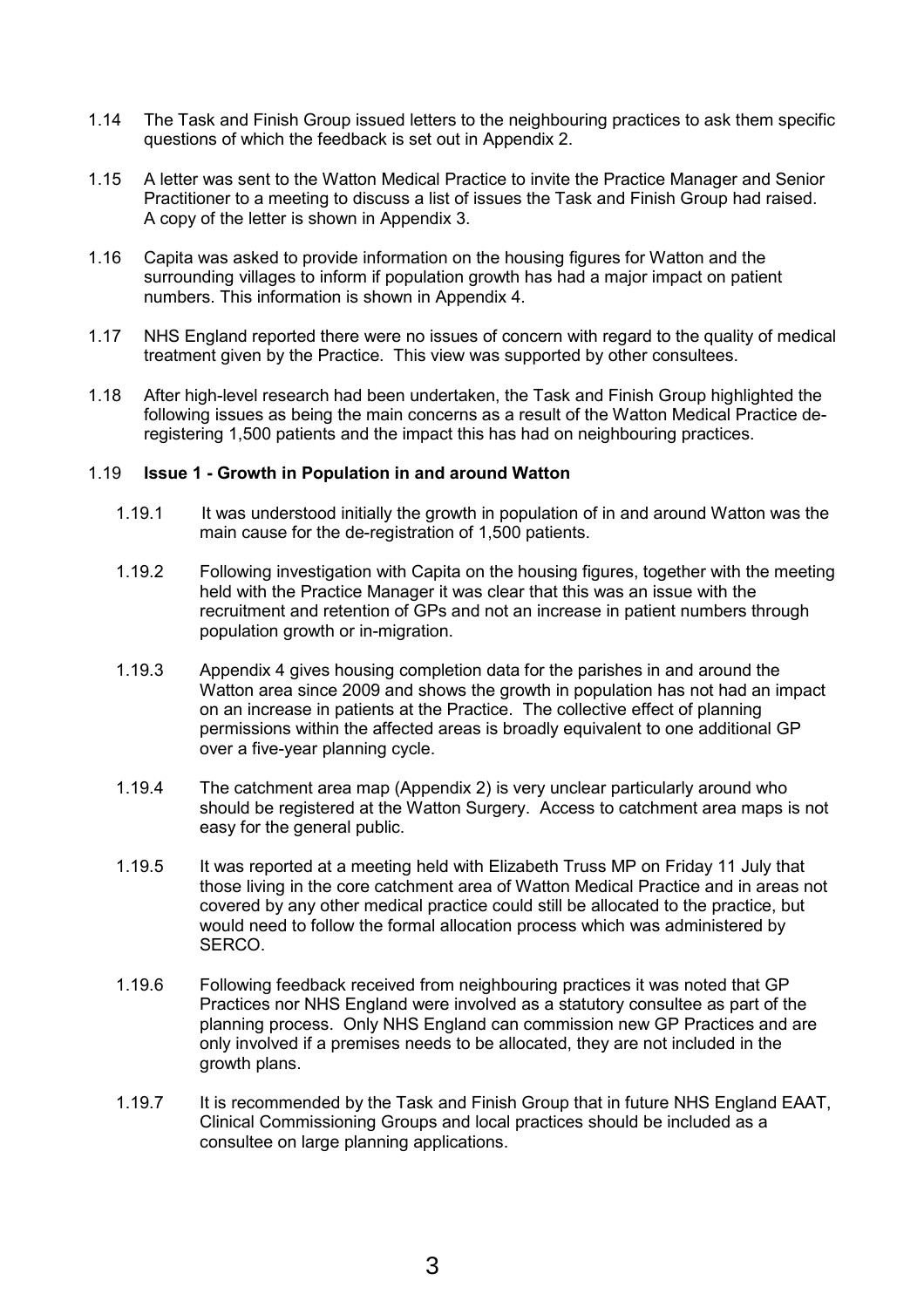1.14 The Task and Finish Group issued letters to the neighbouring practices to ask them specific questions of which the feedback is set out in Appendix 2.

1.15 A letter was sent to the Watton Medical Practice to invite the Practice Manager and Senior Practitioner to a meeting to discuss a list of issues the Task and Finish Group had raised. A copy of the letter is shown in Appendix 3.

1.16 Capita was asked to provide information on the housing figures for Watton and the surrounding villages to inform if population growth has had a major impact on patient numbers. This information is shown in Appendix 4.

1.17 NHS England reported there were no issues of concern with regard to the quality of medical treatment given by the Practice. This view was supported by other consultees.

1.18 After high-level research had been undertaken, the Task and Finish Group highlighted the following issues as being the main concerns as a result of the Watton Medical Practice de-registering 1,500 patients and the impact this has had on neighbouring practices.

1.19 **Issue 1 - Growth in Population in and around Watton**

1.19.1 It was understood initially the growth in population of in and around Watton was the main cause for the de-registration of 1,500 patients.

1.19.2 Following investigation with Capita on the housing figures, together with the meeting held with the Practice Manager it was clear that this was an issue with the recruitment and retention of GPs and not an increase in patient numbers through population growth or in-migration.

1.19.3 Appendix 4 gives housing completion data for the parishes in and around the Watton area since 2009 and shows the growth in population has not had an impact on an increase in patients at the Practice. The collective effect of planning permissions within the affected areas is broadly equivalent to one additional GP over a five-year planning cycle.

1.19.4 The catchment area map (Appendix 2) is very unclear particularly around who should be registered at the Watton Surgery. Access to catchment area maps is not easy for the general public.

1.19.5 It was reported at a meeting held with Elizabeth Truss MP on Friday 11 July that those living in the core catchment area of Watton Medical Practice and in areas not covered by any other medical practice could still be allocated to the practice, but would need to follow the formal allocation process which was administered by SERCO.

1.19.6 Following feedback received from neighbouring practices it was noted that GP Practices nor NHS England were involved as a statutory consultee as part of the planning process. Only NHS England can commission new GP Practices and are only involved if a premises needs to be allocated, they are not included in the growth plans.

1.19.7 It is recommended by the Task and Finish Group that in future NHS England EAAT, Clinical Commissioning Groups and local practices should be included as a consultee on large planning applications.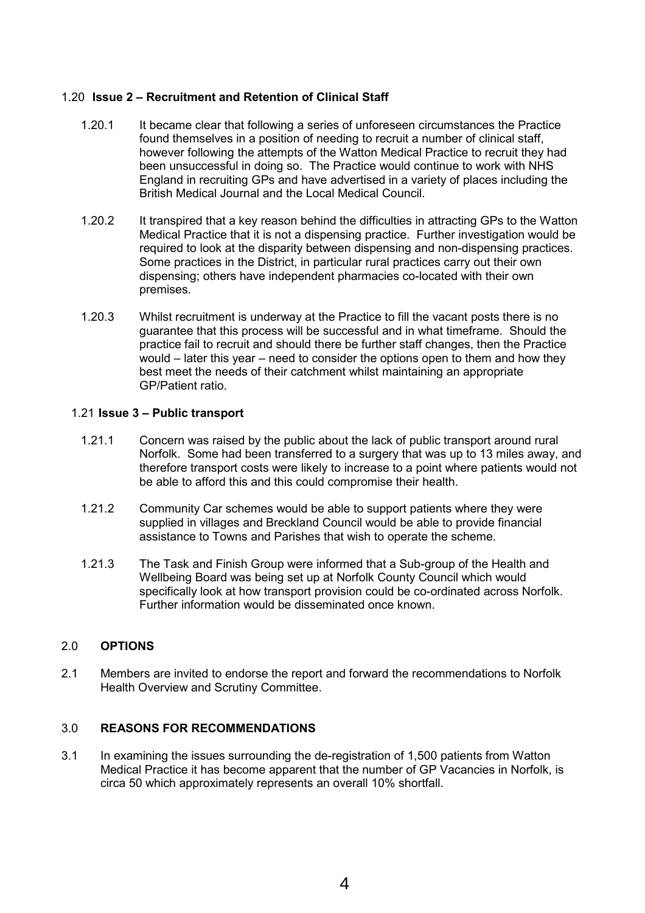### 1.20 **Issue 2 – Recruitment and Retention of Clinical Staff**

1.20.1 It became clear that following a series of unforeseen circumstances the Practice found themselves in a position of needing to recruit a number of clinical staff, however following the attempts of the Watton Medical Practice to recruit they had been unsuccessful in doing so. The Practice would continue to work with NHS England in recruiting GPs and have advertised in a variety of places including the British Medical Journal and the Local Medical Council.

1.20.2 It transpired that a key reason behind the difficulties in attracting GPs to the Watton Medical Practice that it is not a dispensing practice. Further investigation would be required to look at the disparity between dispensing and non-dispensing practices. Some practices in the District, in particular rural practices carry out their own dispensing; others have independent pharmacies co-located with their own premises.

1.20.3 Whilst recruitment is underway at the Practice to fill the vacant posts there is no guarantee that this process will be successful and in what timeframe. Should the practice fail to recruit and should there be further staff changes, then the Practice would – later this year – need to consider the options open to them and how they best meet the needs of their catchment whilst maintaining an appropriate GP/Patient ratio.

### 1.21 **Issue 3 – Public transport**

1.21.1 Concern was raised by the public about the lack of public transport around rural Norfolk. Some had been transferred to a surgery that was up to 13 miles away, and therefore transport costs were likely to increase to a point where patients would not be able to afford this and this could compromise their health.

1.21.2 Community Car schemes would be able to support patients where they were supplied in villages and Breckland Council would be able to provide financial assistance to Towns and Parishes that wish to operate the scheme.

1.21.3 The Task and Finish Group were informed that a Sub-group of the Health and Wellbeing Board was being set up at Norfolk County Council which would specifically look at how transport provision could be co-ordinated across Norfolk. Further information would be disseminated once known.

## 2.0 **OPTIONS**

2.1 Members are invited to endorse the report and forward the recommendations to Norfolk Health Overview and Scrutiny Committee.

## 3.0 **REASONS FOR RECOMMENDATIONS**

3.1 In examining the issues surrounding the de-registration of 1,500 patients from Watton Medical Practice it has become apparent that the number of GP Vacancies in Norfolk, is circa 50 which approximately represents an overall 10% shortfall.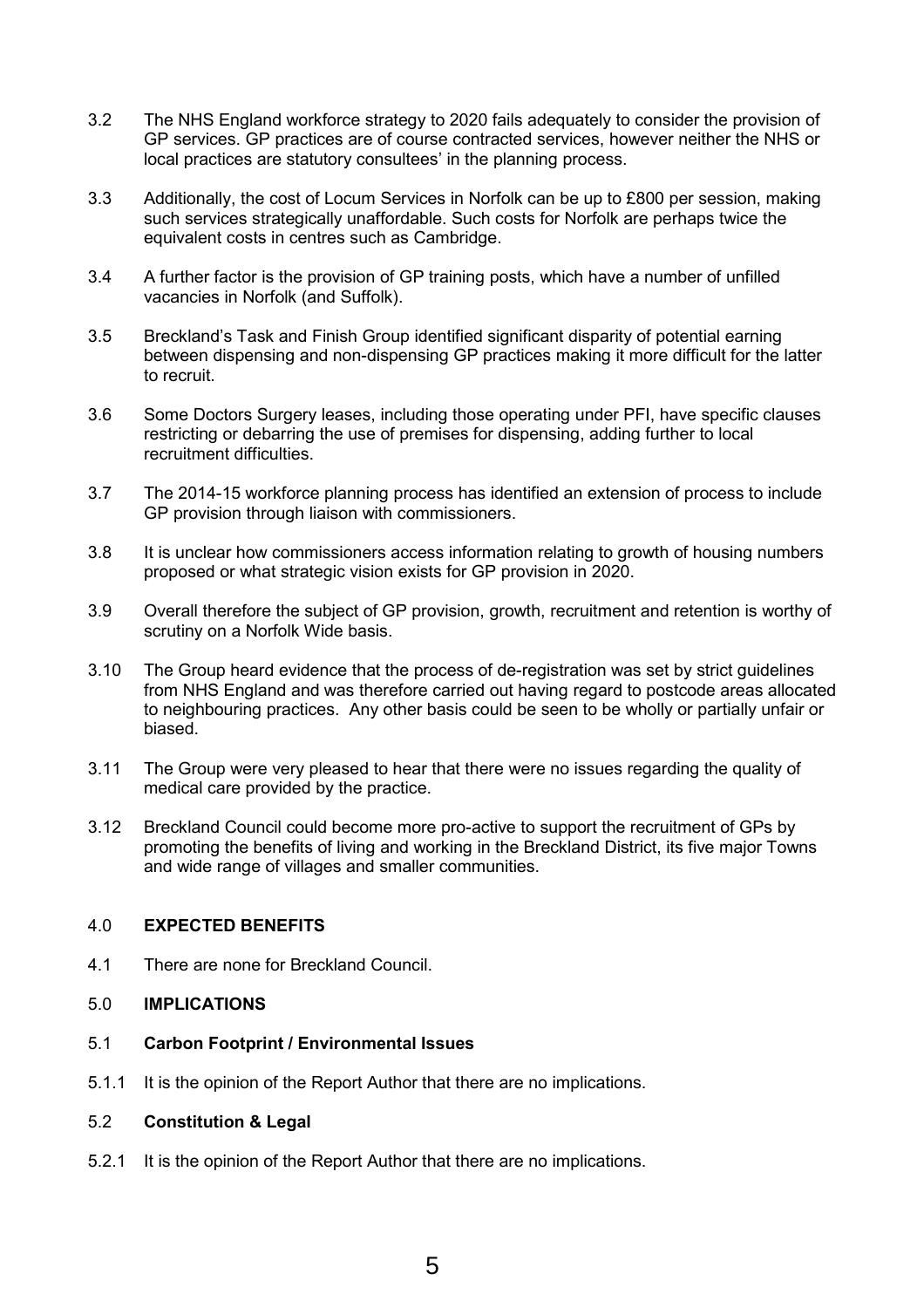3.2 The NHS England workforce strategy to 2020 fails adequately to consider the provision of GP services. GP practices are of course contracted services, however neither the NHS or local practices are statutory consultees' in the planning process.

3.3 Additionally, the cost of Locum Services in Norfolk can be up to £800 per session, making such services strategically unaffordable. Such costs for Norfolk are perhaps twice the equivalent costs in centres such as Cambridge.

3.4 A further factor is the provision of GP training posts, which have a number of unfilled vacancies in Norfolk (and Suffolk).

3.5 Breckland's Task and Finish Group identified significant disparity of potential earning between dispensing and non-dispensing GP practices making it more difficult for the latter to recruit.

3.6 Some Doctors Surgery leases, including those operating under PFI, have specific clauses restricting or debarring the use of premises for dispensing, adding further to local recruitment difficulties.

3.7 The 2014-15 workforce planning process has identified an extension of process to include GP provision through liaison with commissioners.

3.8 It is unclear how commissioners access information relating to growth of housing numbers proposed or what strategic vision exists for GP provision in 2020.

3.9 Overall therefore the subject of GP provision, growth, recruitment and retention is worthy of scrutiny on a Norfolk Wide basis.

3.10 The Group heard evidence that the process of de-registration was set by strict guidelines from NHS England and was therefore carried out having regard to postcode areas allocated to neighbouring practices. Any other basis could be seen to be wholly or partially unfair or biased.

3.11 The Group were very pleased to hear that there were no issues regarding the quality of medical care provided by the practice.

3.12 Breckland Council could become more pro-active to support the recruitment of GPs by promoting the benefits of living and working in the Breckland District, its five major Towns and wide range of villages and smaller communities.

## 4.0 EXPECTED BENEFITS

4.1 There are none for Breckland Council.

## 5.0 IMPLICATIONS

### 5.1 Carbon Footprint / Environmental Issues

5.1.1 It is the opinion of the Report Author that there are no implications.

### 5.2 Constitution & Legal

5.2.1 It is the opinion of the Report Author that there are no implications.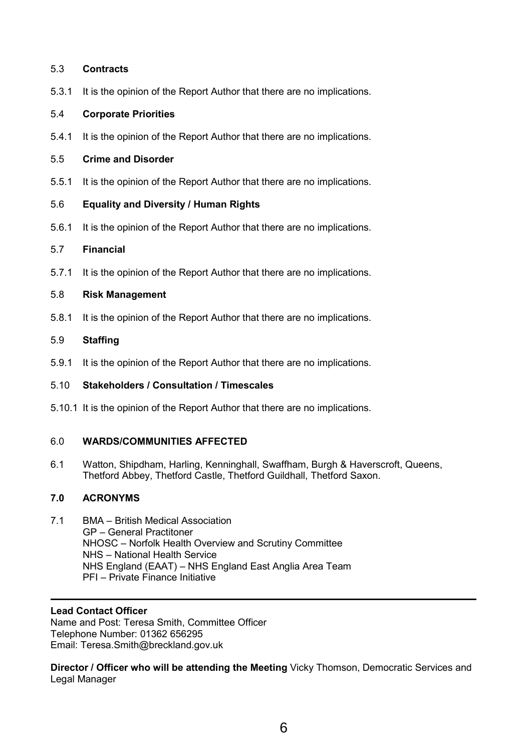5.3 **Contracts**

5.3.1 It is the opinion of the Report Author that there are no implications.

5.4 **Corporate Priorities**

5.4.1 It is the opinion of the Report Author that there are no implications.

5.5 **Crime and Disorder**

5.5.1 It is the opinion of the Report Author that there are no implications.

5.6 **Equality and Diversity / Human Rights**

5.6.1 It is the opinion of the Report Author that there are no implications.

5.7 **Financial**

5.7.1 It is the opinion of the Report Author that there are no implications.

5.8 **Risk Management**

5.8.1 It is the opinion of the Report Author that there are no implications.

5.9 **Staffing**

5.9.1 It is the opinion of the Report Author that there are no implications.

5.10 **Stakeholders / Consultation / Timescales**

5.10.1 It is the opinion of the Report Author that there are no implications.

6.0 **WARDS/COMMUNITIES AFFECTED**

6.1 Watton, Shipdham, Harling, Kenninghall, Swaffham, Burgh & Haverscroft, Queens, Thetford Abbey, Thetford Castle, Thetford Guildhall, Thetford Saxon.

**7.0 ACRONYMS**

7.1 BMA – British Medical Association
GP – General Practitoner
NHOSC – Norfolk Health Overview and Scrutiny Committee
NHS – National Health Service
NHS England (EAAT) – NHS England East Anglia Area Team
PFI – Private Finance Initiative

---

**Lead Contact Officer**
Name and Post: Teresa Smith, Committee Officer
Telephone Number: 01362 656295
Email: Teresa.Smith@breckland.gov.uk

**Director / Officer who will be attending the Meeting** Vicky Thomson, Democratic Services and Legal Manager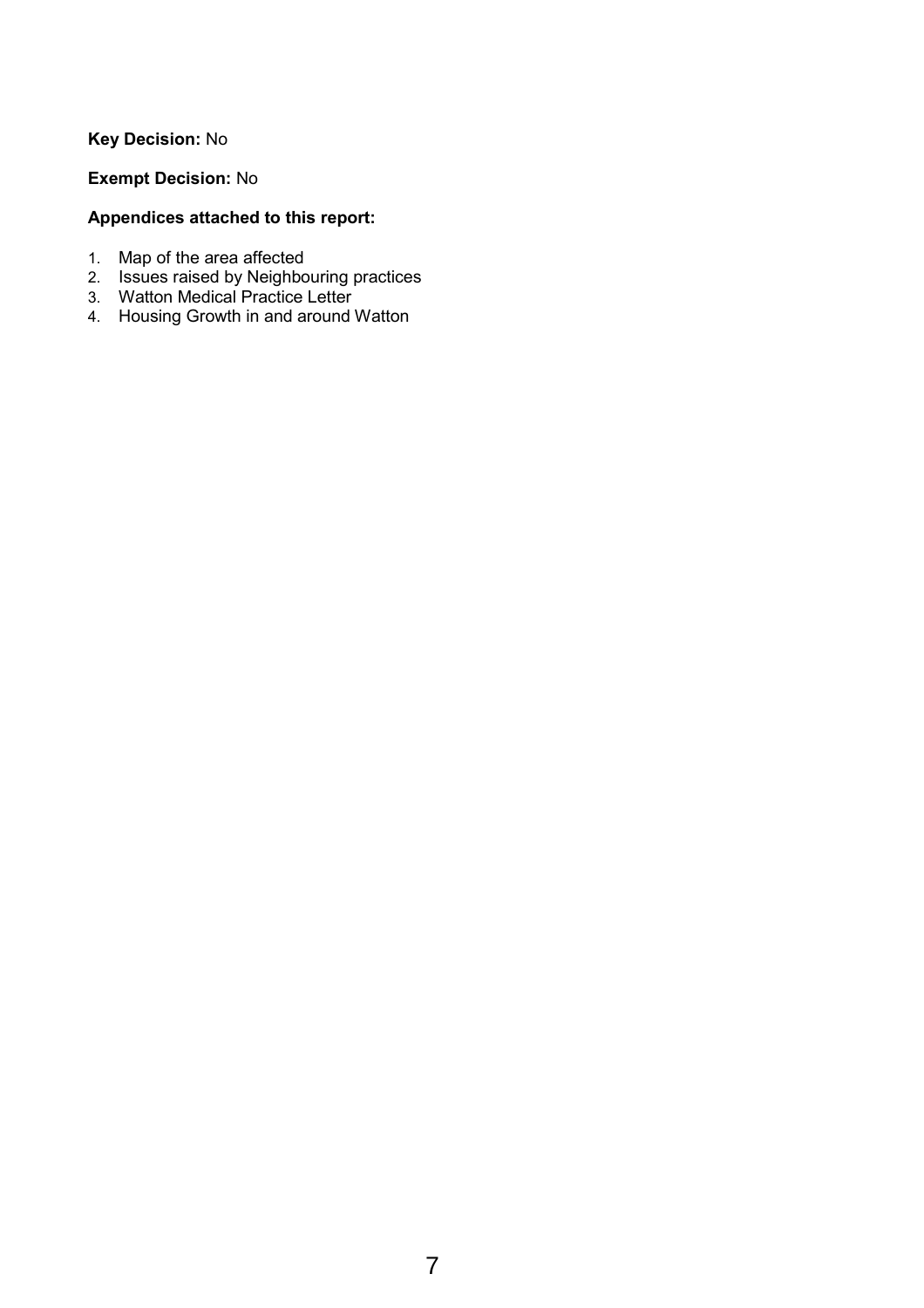**Key Decision:** No

**Exempt Decision:** No

**Appendices attached to this report:**

1. Map of the area affected
2. Issues raised by Neighbouring practices
3. Watton Medical Practice Letter
4. Housing Growth in and around Watton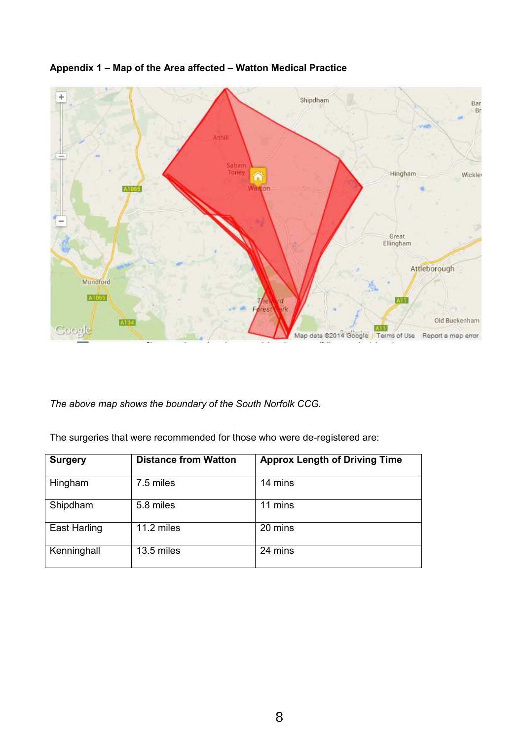**Appendix 1 – Map of the Area affected – Watton Medical Practice**

*The above map shows the boundary of the South Norfolk CCG.*

The surgeries that were recommended for those who were de-registered are:

| Surgery | Distance from Watton | Approx Length of Driving Time |
| --- | --- | --- |
| Hingham | 7.5 miles | 14 mins |
| Shipdham | 5.8 miles | 11 mins |
| East Harling | 11.2 miles | 20 mins |
| Kenninghall | 13.5 miles | 24 mins |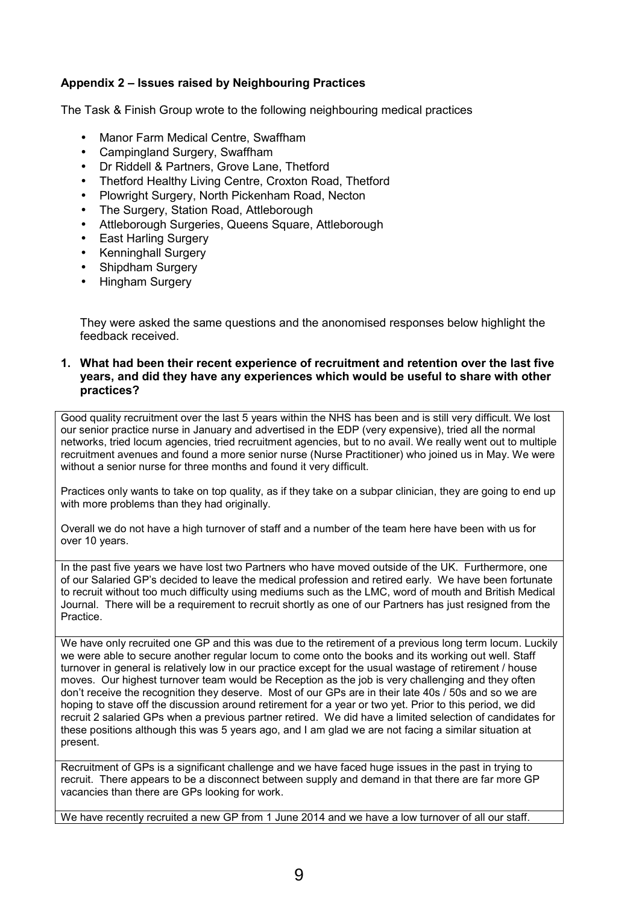### Appendix 2 – Issues raised by Neighbouring Practices

The Task & Finish Group wrote to the following neighbouring medical practices

- Manor Farm Medical Centre, Swaffham
- Campingland Surgery, Swaffham
- Dr Riddell & Partners, Grove Lane, Thetford
- Thetford Healthy Living Centre, Croxton Road, Thetford
- Plowright Surgery, North Pickenham Road, Necton
- The Surgery, Station Road, Attleborough
- Attleborough Surgeries, Queens Square, Attleborough
- East Harling Surgery
- Kenninghall Surgery
- Shipdham Surgery
- Hingham Surgery

They were asked the same questions and the anonomised responses below highlight the feedback received.

**1. What had been their recent experience of recruitment and retention over the last five years, and did they have any experiences which would be useful to share with other practices?**

| |
|---|
| Good quality recruitment over the last 5 years within the NHS has been and is still very difficult. We lost our senior practice nurse in January and advertised in the EDP (very expensive), tried all the normal networks, tried locum agencies, tried recruitment agencies, but to no avail. We really went out to multiple recruitment avenues and found a more senior nurse (Nurse Practitioner) who joined us in May. We were without a senior nurse for three months and found it very difficult.<br><br>Practices only wants to take on top quality, as if they take on a subpar clinician, they are going to end up with more problems than they had originally.<br><br>Overall we do not have a high turnover of staff and a number of the team here have been with us for over 10 years. |
| In the past five years we have lost two Partners who have moved outside of the UK. Furthermore, one of our Salaried GP's decided to leave the medical profession and retired early. We have been fortunate to recruit without too much difficulty using mediums such as the LMC, word of mouth and British Medical Journal. There will be a requirement to recruit shortly as one of our Partners has just resigned from the Practice. |
| We have only recruited one GP and this was due to the retirement of a previous long term locum. Luckily we were able to secure another regular locum to come onto the books and its working out well. Staff turnover in general is relatively low in our practice except for the usual wastage of retirement / house moves. Our highest turnover team would be Reception as the job is very challenging and they often don't receive the recognition they deserve. Most of our GPs are in their late 40s / 50s and so we are hoping to stave off the discussion around retirement for a year or two yet. Prior to this period, we did recruit 2 salaried GPs when a previous partner retired. We did have a limited selection of candidates for these positions although this was 5 years ago, and I am glad we are not facing a similar situation at present. |
| Recruitment of GPs is a significant challenge and we have faced huge issues in the past in trying to recruit. There appears to be a disconnect between supply and demand in that there are far more GP vacancies than there are GPs looking for work. |
| We have recently recruited a new GP from 1 June 2014 and we have a low turnover of all our staff. |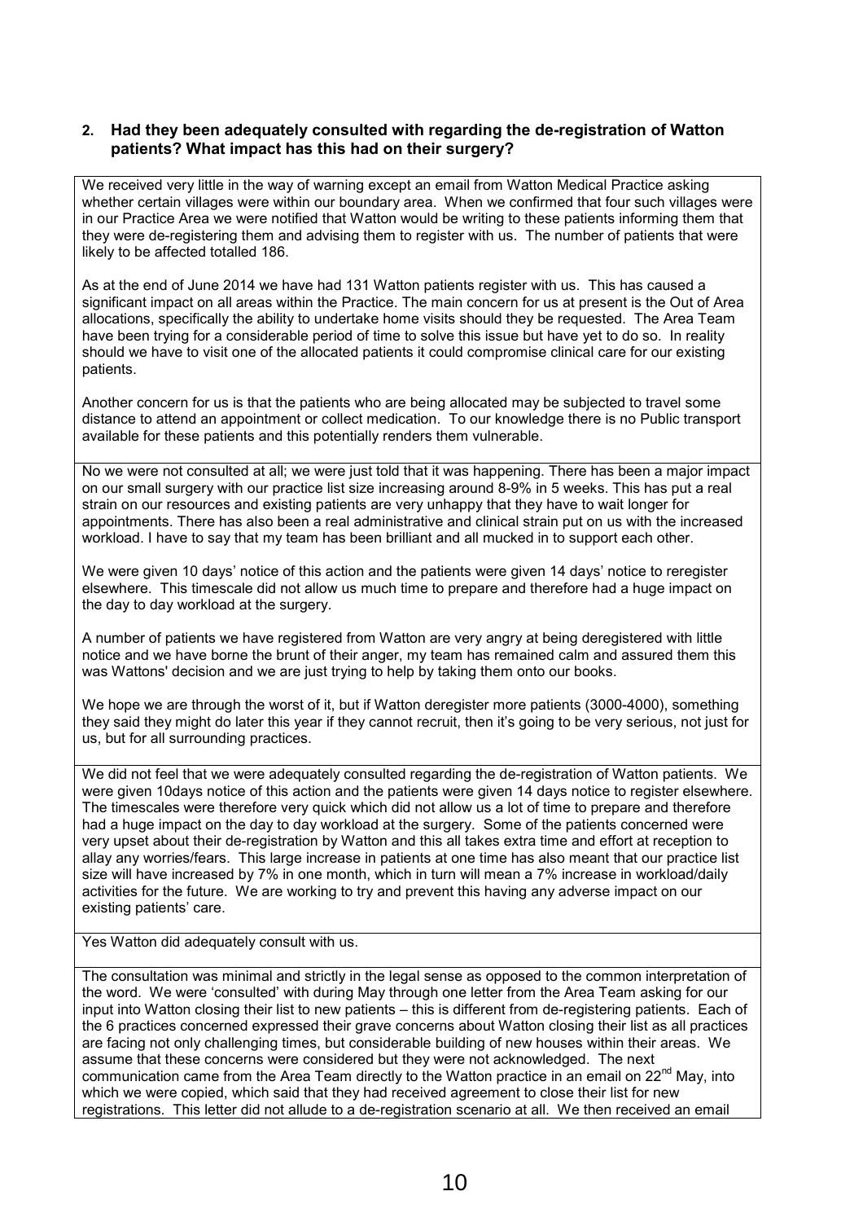**2. Had they been adequately consulted with regarding the de-registration of Watton patients? What impact has this had on their surgery?**

| |
|---|
| We received very little in the way of warning except an email from Watton Medical Practice asking whether certain villages were within our boundary area. When we confirmed that four such villages were in our Practice Area we were notified that Watton would be writing to these patients informing them that they were de-registering them and advising them to register with us. The number of patients that were likely to be affected totalled 186.<br><br>As at the end of June 2014 we have had 131 Watton patients register with us. This has caused a significant impact on all areas within the Practice. The main concern for us at present is the Out of Area allocations, specifically the ability to undertake home visits should they be requested. The Area Team have been trying for a considerable period of time to solve this issue but have yet to do so. In reality should we have to visit one of the allocated patients it could compromise clinical care for our existing patients.<br><br>Another concern for us is that the patients who are being allocated may be subjected to travel some distance to attend an appointment or collect medication. To our knowledge there is no Public transport available for these patients and this potentially renders them vulnerable. |
| No we were not consulted at all; we were just told that it was happening. There has been a major impact on our small surgery with our practice list size increasing around 8-9% in 5 weeks. This has put a real strain on our resources and existing patients are very unhappy that they have to wait longer for appointments. There has also been a real administrative and clinical strain put on us with the increased workload. I have to say that my team has been brilliant and all mucked in to support each other.<br><br>We were given 10 days' notice of this action and the patients were given 14 days' notice to reregister elsewhere. This timescale did not allow us much time to prepare and therefore had a huge impact on the day to day workload at the surgery.<br><br>A number of patients we have registered from Watton are very angry at being deregistered with little notice and we have borne the brunt of their anger, my team has remained calm and assured them this was Wattons' decision and we are just trying to help by taking them onto our books.<br><br>We hope we are through the worst of it, but if Watton deregister more patients (3000-4000), something they said they might do later this year if they cannot recruit, then it's going to be very serious, not just for us, but for all surrounding practices. |
| We did not feel that we were adequately consulted regarding the de-registration of Watton patients. We were given 10days notice of this action and the patients were given 14 days notice to register elsewhere. The timescales were therefore very quick which did not allow us a lot of time to prepare and therefore had a huge impact on the day to day workload at the surgery. Some of the patients concerned were very upset about their de-registration by Watton and this all takes extra time and effort at reception to allay any worries/fears. This large increase in patients at one time has also meant that our practice list size will have increased by 7% in one month, which in turn will mean a 7% increase in workload/daily activities for the future. We are working to try and prevent this having any adverse impact on our existing patients' care. |
| Yes Watton did adequately consult with us. |
| The consultation was minimal and strictly in the legal sense as opposed to the common interpretation of the word. We were 'consulted' with during May through one letter from the Area Team asking for our input into Watton closing their list to new patients – this is different from de-registering patients. Each of the 6 practices concerned expressed their grave concerns about Watton closing their list as all practices are facing not only challenging times, but considerable building of new houses within their areas. We assume that these concerns were considered but they were not acknowledged. The next communication came from the Area Team directly to the Watton practice in an email on 22nd May, into which we were copied, which said that they had received agreement to close their list for new registrations. This letter did not allude to a de-registration scenario at all. We then received an email |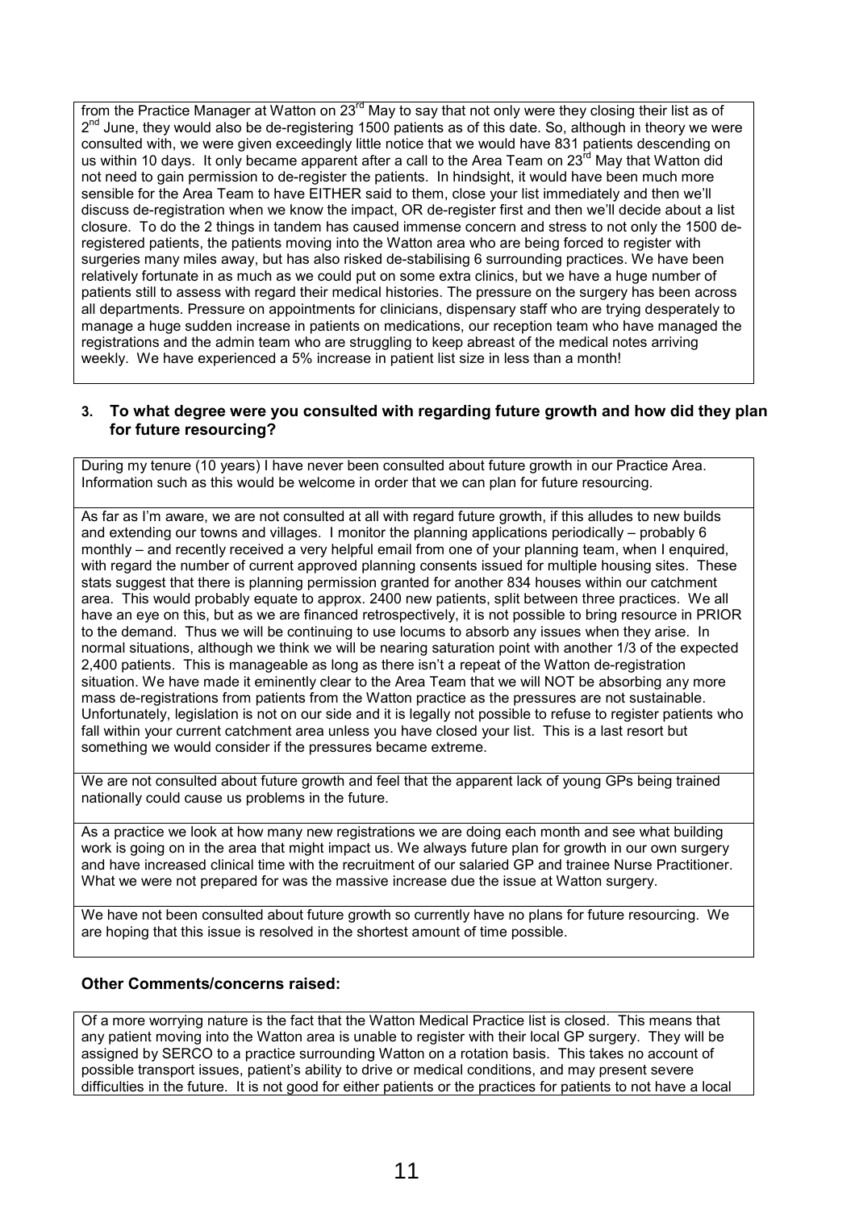from the Practice Manager at Watton on 23rd May to say that not only were they closing their list as of 2nd June, they would also be de-registering 1500 patients as of this date. So, although in theory we were consulted with, we were given exceedingly little notice that we would have 831 patients descending on us within 10 days. It only became apparent after a call to the Area Team on 23rd May that Watton did not need to gain permission to de-register the patients. In hindsight, it would have been much more sensible for the Area Team to have EITHER said to them, close your list immediately and then we'll discuss de-registration when we know the impact, OR de-register first and then we'll decide about a list closure. To do the 2 things in tandem has caused immense concern and stress to not only the 1500 de-registered patients, the patients moving into the Watton area who are being forced to register with surgeries many miles away, but has also risked de-stabilising 6 surrounding practices. We have been relatively fortunate in as much as we could put on some extra clinics, but we have a huge number of patients still to assess with regard their medical histories. The pressure on the surgery has been across all departments. Pressure on appointments for clinicians, dispensary staff who are trying desperately to manage a huge sudden increase in patients on medications, our reception team who have managed the registrations and the admin team who are struggling to keep abreast of the medical notes arriving weekly. We have experienced a 5% increase in patient list size in less than a month!

**3. To what degree were you consulted with regarding future growth and how did they plan for future resourcing?**

During my tenure (10 years) I have never been consulted about future growth in our Practice Area. Information such as this would be welcome in order that we can plan for future resourcing.

As far as I'm aware, we are not consulted at all with regard future growth, if this alludes to new builds and extending our towns and villages. I monitor the planning applications periodically – probably 6 monthly – and recently received a very helpful email from one of your planning team, when I enquired, with regard the number of current approved planning consents issued for multiple housing sites. These stats suggest that there is planning permission granted for another 834 houses within our catchment area. This would probably equate to approx. 2400 new patients, split between three practices. We all have an eye on this, but as we are financed retrospectively, it is not possible to bring resource in PRIOR to the demand. Thus we will be continuing to use locums to absorb any issues when they arise. In normal situations, although we think we will be nearing saturation point with another 1/3 of the expected 2,400 patients. This is manageable as long as there isn't a repeat of the Watton de-registration situation. We have made it eminently clear to the Area Team that we will NOT be absorbing any more mass de-registrations from patients from the Watton practice as the pressures are not sustainable. Unfortunately, legislation is not on our side and it is legally not possible to refuse to register patients who fall within your current catchment area unless you have closed your list. This is a last resort but something we would consider if the pressures became extreme.

We are not consulted about future growth and feel that the apparent lack of young GPs being trained nationally could cause us problems in the future.

As a practice we look at how many new registrations we are doing each month and see what building work is going on in the area that might impact us. We always future plan for growth in our own surgery and have increased clinical time with the recruitment of our salaried GP and trainee Nurse Practitioner. What we were not prepared for was the massive increase due the issue at Watton surgery.

We have not been consulted about future growth so currently have no plans for future resourcing. We are hoping that this issue is resolved in the shortest amount of time possible.

**Other Comments/concerns raised:**

Of a more worrying nature is the fact that the Watton Medical Practice list is closed. This means that any patient moving into the Watton area is unable to register with their local GP surgery. They will be assigned by SERCO to a practice surrounding Watton on a rotation basis. This takes no account of possible transport issues, patient's ability to drive or medical conditions, and may present severe difficulties in the future. It is not good for either patients or the practices for patients to not have a local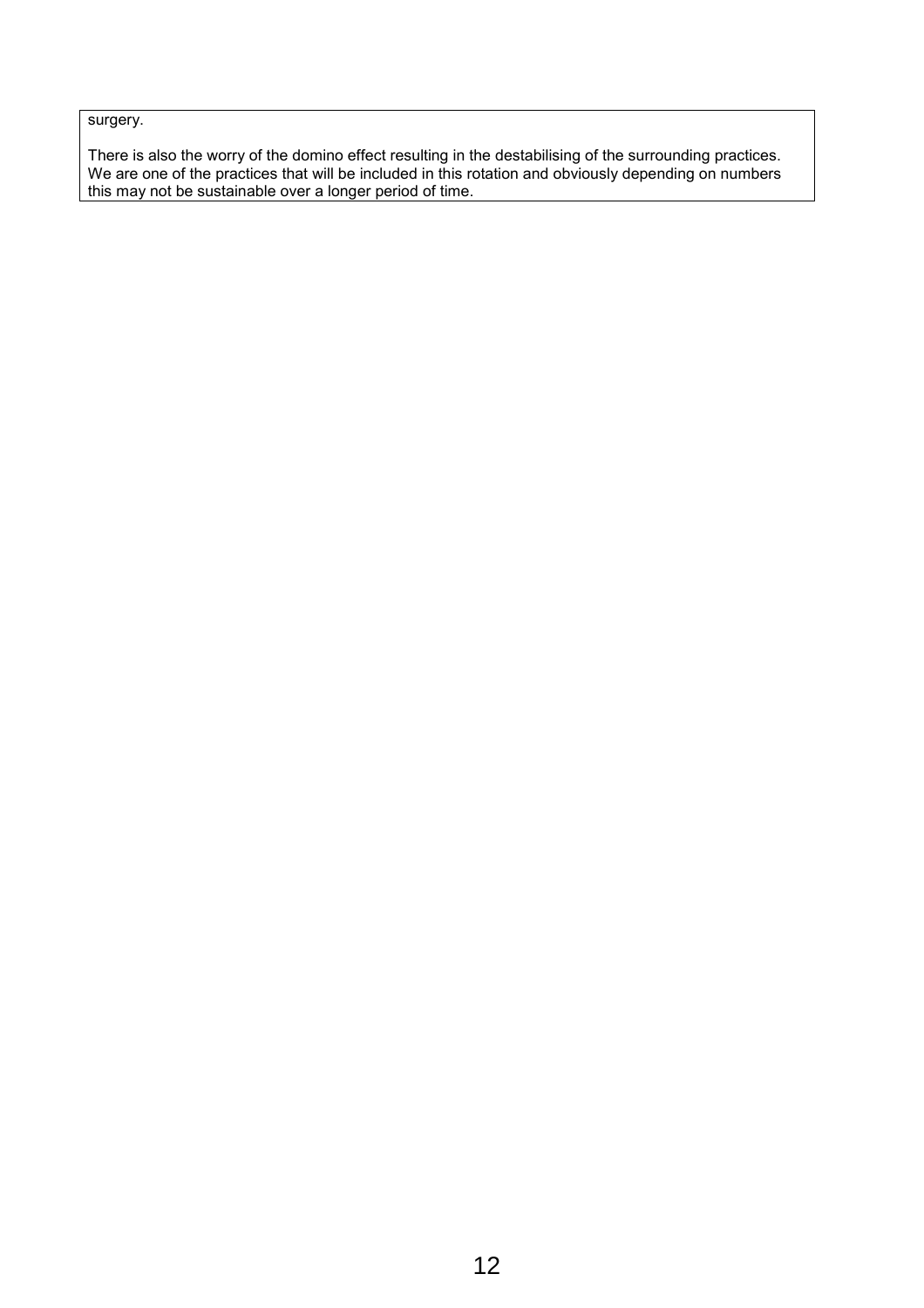surgery.

There is also the worry of the domino effect resulting in the destabilising of the surrounding practices. We are one of the practices that will be included in this rotation and obviously depending on numbers this may not be sustainable over a longer period of time.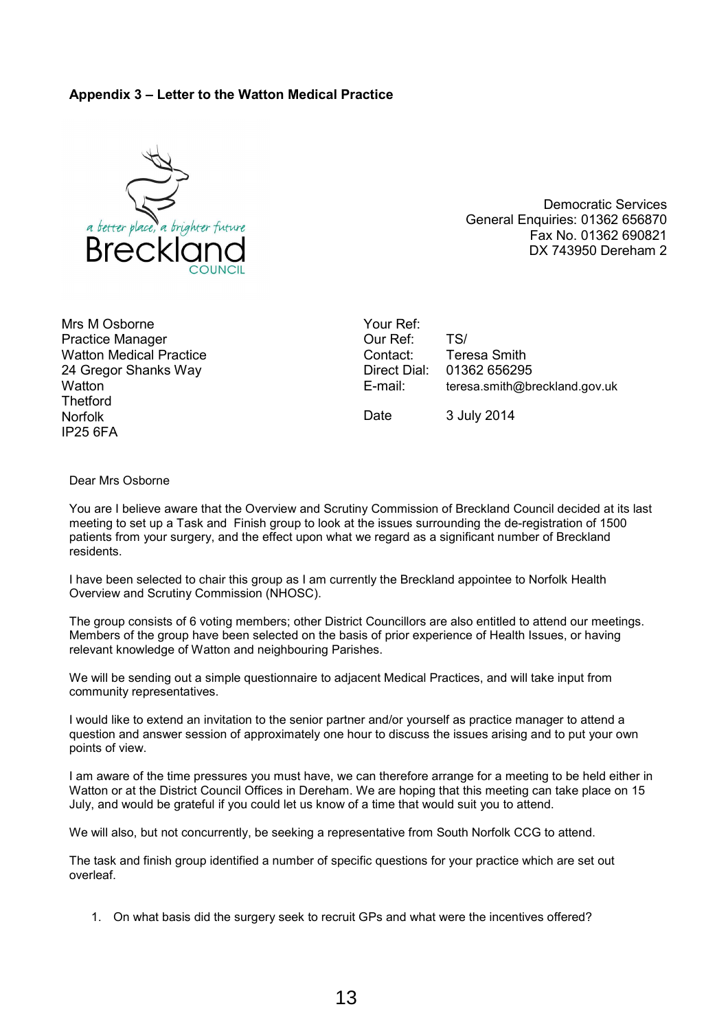**Appendix 3 – Letter to the Watton Medical Practice**

Democratic Services
General Enquiries: 01362 656870
Fax No. 01362 690821
DX 743950 Dereham 2

Mrs M Osborne
Practice Manager
Watton Medical Practice
24 Gregor Shanks Way
Watton
Thetford
Norfolk
IP25 6FA

Your Ref:
Our Ref: TS/
Contact: Teresa Smith
Direct Dial: 01362 656295
E-mail: teresa.smith@breckland.gov.uk

Date 3 July 2014

Dear Mrs Osborne

You are I believe aware that the Overview and Scrutiny Commission of Breckland Council decided at its last meeting to set up a Task and Finish group to look at the issues surrounding the de-registration of 1500 patients from your surgery, and the effect upon what we regard as a significant number of Breckland residents.

I have been selected to chair this group as I am currently the Breckland appointee to Norfolk Health Overview and Scrutiny Commission (NHOSC).

The group consists of 6 voting members; other District Councillors are also entitled to attend our meetings. Members of the group have been selected on the basis of prior experience of Health Issues, or having relevant knowledge of Watton and neighbouring Parishes.

We will be sending out a simple questionnaire to adjacent Medical Practices, and will take input from community representatives.

I would like to extend an invitation to the senior partner and/or yourself as practice manager to attend a question and answer session of approximately one hour to discuss the issues arising and to put your own points of view.

I am aware of the time pressures you must have, we can therefore arrange for a meeting to be held either in Watton or at the District Council Offices in Dereham. We are hoping that this meeting can take place on 15 July, and would be grateful if you could let us know of a time that would suit you to attend.

We will also, but not concurrently, be seeking a representative from South Norfolk CCG to attend.

The task and finish group identified a number of specific questions for your practice which are set out overleaf.

1. On what basis did the surgery seek to recruit GPs and what were the incentives offered?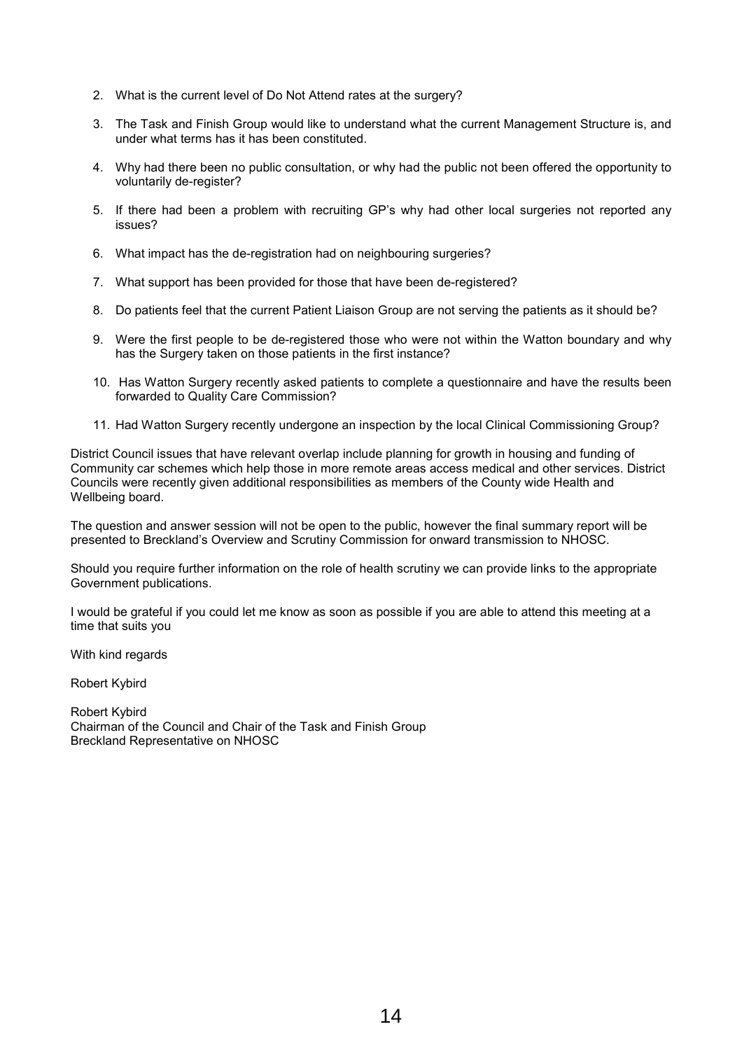2. What is the current level of Do Not Attend rates at the surgery?

3. The Task and Finish Group would like to understand what the current Management Structure is, and under what terms has it has been constituted.

4. Why had there been no public consultation, or why had the public not been offered the opportunity to voluntarily de-register?

5. If there had been a problem with recruiting GP's why had other local surgeries not reported any issues?

6. What impact has the de-registration had on neighbouring surgeries?

7. What support has been provided for those that have been de-registered?

8. Do patients feel that the current Patient Liaison Group are not serving the patients as it should be?

9. Were the first people to be de-registered those who were not within the Watton boundary and why has the Surgery taken on those patients in the first instance?

10. Has Watton Surgery recently asked patients to complete a questionnaire and have the results been forwarded to Quality Care Commission?

11. Had Watton Surgery recently undergone an inspection by the local Clinical Commissioning Group?

District Council issues that have relevant overlap include planning for growth in housing and funding of Community car schemes which help those in more remote areas access medical and other services. District Councils were recently given additional responsibilities as members of the County wide Health and Wellbeing board.

The question and answer session will not be open to the public, however the final summary report will be presented to Breckland's Overview and Scrutiny Commission for onward transmission to NHOSC.

Should you require further information on the role of health scrutiny we can provide links to the appropriate Government publications.

I would be grateful if you could let me know as soon as possible if you are able to attend this meeting at a time that suits you

With kind regards

Robert Kybird

Robert Kybird
Chairman of the Council and Chair of the Task and Finish Group
Breckland Representative on NHOSC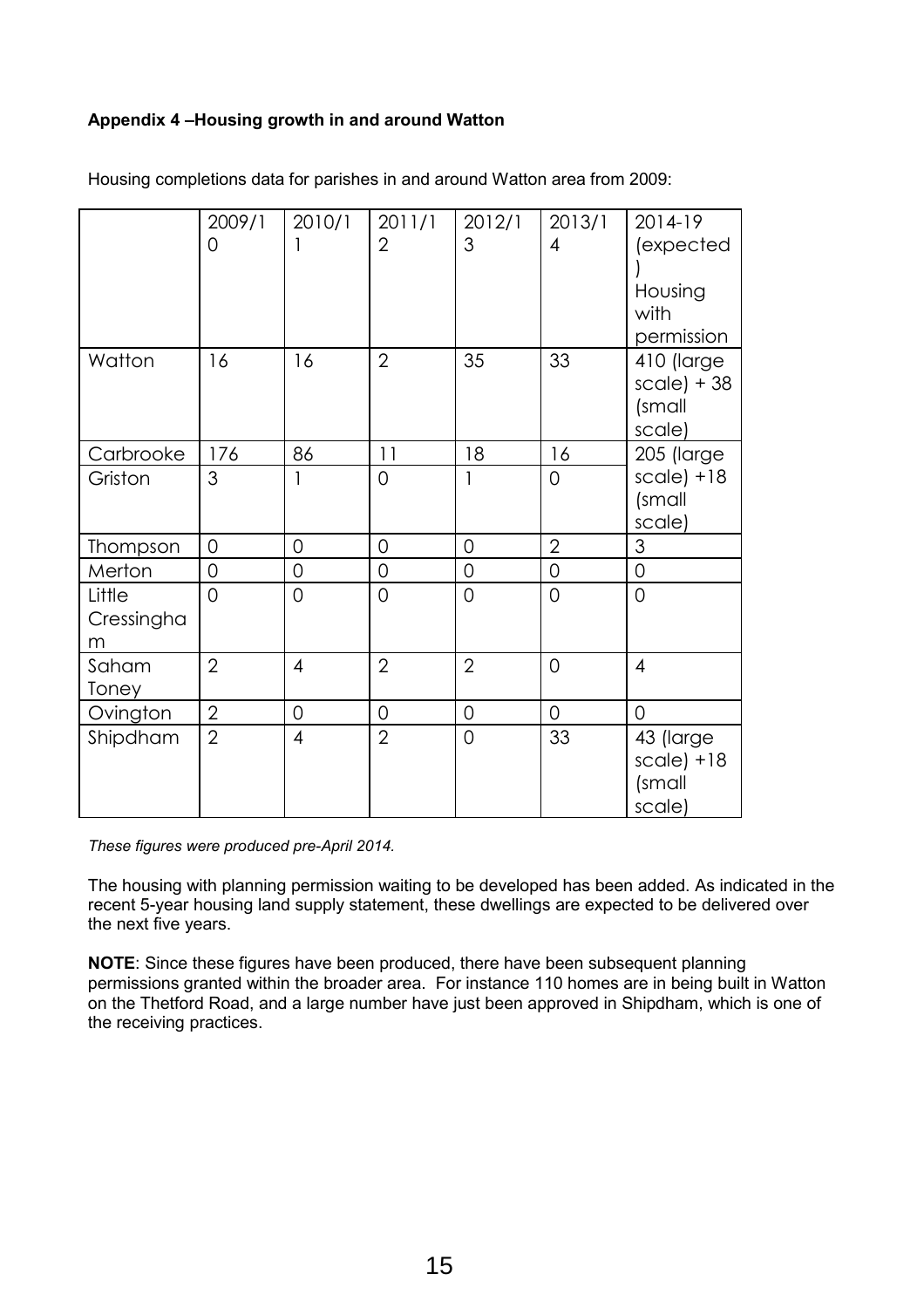**Appendix 4 –Housing growth in and around Watton**

Housing completions data for parishes in and around Watton area from 2009:

| | 2009/10 | 2010/11 | 2011/12 | 2012/13 | 2013/14 | 2014-19 (expected) Housing with permission |
|---|---|---|---|---|---|---|
| Watton | 16 | 16 | 2 | 35 | 33 | 410 (large scale) + 38 (small scale) |
| Carbrooke | 176 | 86 | 11 | 18 | 16 | 205 (large scale) +18 (small scale) |
| Griston | 3 | 1 | 0 | 1 | 0 | |
| Thompson | 0 | 0 | 0 | 0 | 2 | 3 |
| Merton | 0 | 0 | 0 | 0 | 0 | 0 |
| Little Cressingham | 0 | 0 | 0 | 0 | 0 | 0 |
| Saham Toney | 2 | 4 | 2 | 2 | 0 | 4 |
| Ovington | 2 | 0 | 0 | 0 | 0 | 0 |
| Shipdham | 2 | 4 | 2 | 0 | 33 | 43 (large scale) +18 (small scale) |

*These figures were produced pre-April 2014.*

The housing with planning permission waiting to be developed has been added. As indicated in the recent 5-year housing land supply statement, these dwellings are expected to be delivered over the next five years.

**NOTE**: Since these figures have been produced, there have been subsequent planning permissions granted within the broader area. For instance 110 homes are in being built in Watton on the Thetford Road, and a large number have just been approved in Shipdham, which is one of the receiving practices.